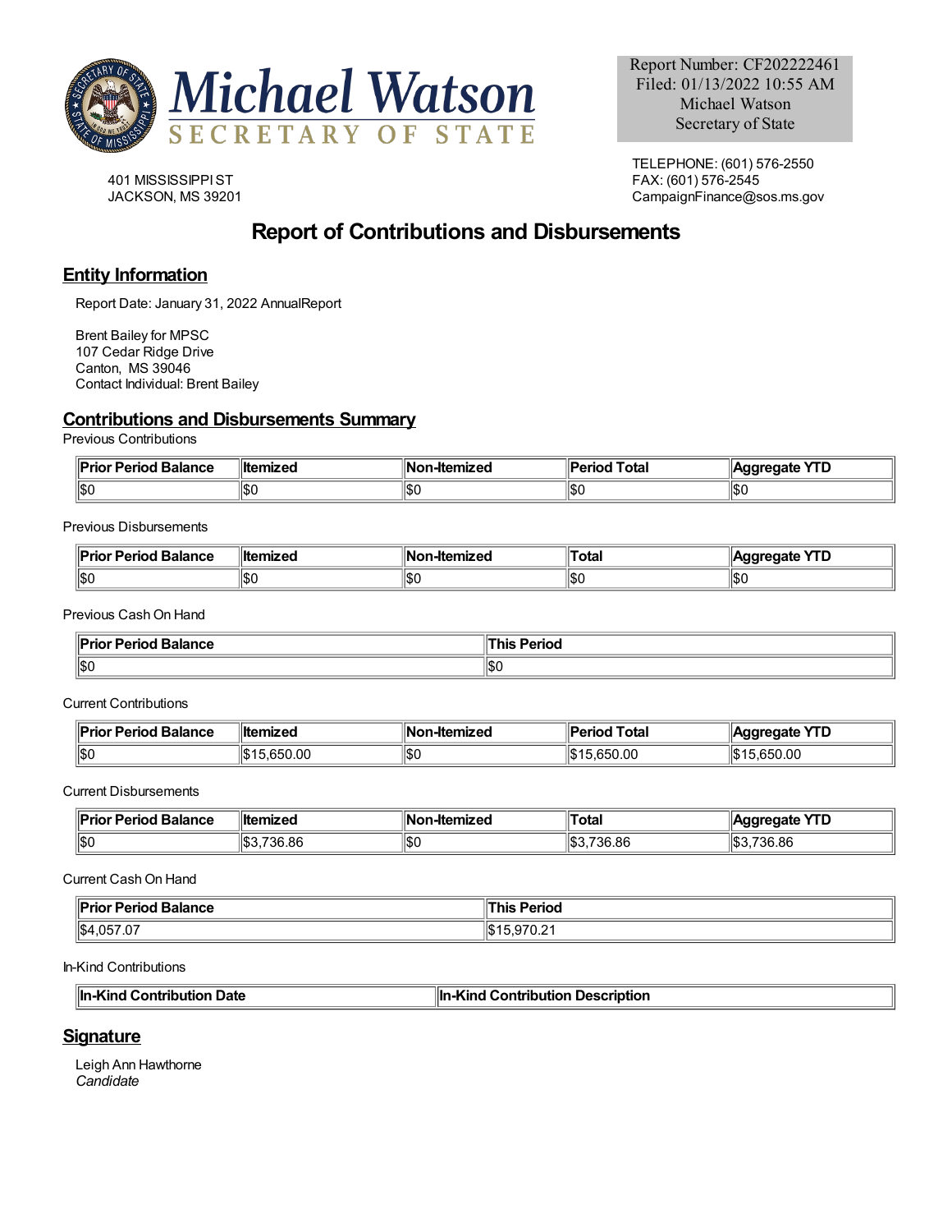Michael Watson
SECRETARY OF STATE

Report Number: CF202222461
Filed: 01/13/2022 10:55 AM
Michael Watson
Secretary of State

401 MISSISSIPPI ST
JACKSON, MS 39201

TELEPHONE: (601) 576-2550
FAX: (601) 576-2545
CampaignFinance@sos.ms.gov

# Report of Contributions and Disbursements

## Entity Information

Report Date: January 31, 2022 AnnualReport

Brent Bailey for MPSC
107 Cedar Ridge Drive
Canton, MS 39046
Contact Individual: Brent Bailey

## Contributions and Disbursements Summary

Previous Contributions

| Prior Period Balance | Itemized | Non-Itemized | Period Total | Aggregate YTD |
|---|---|---|---|---|
| $0 | $0 | $0 | $0 | $0 |

Previous Disbursements

| Prior Period Balance | Itemized | Non-Itemized | Total | Aggregate YTD |
|---|---|---|---|---|
| $0 | $0 | $0 | $0 | $0 |

Previous Cash On Hand

| Prior Period Balance | This Period |
|---|---|
| $0 | $0 |

Current Contributions

| Prior Period Balance | Itemized | Non-Itemized | Period Total | Aggregate YTD |
|---|---|---|---|---|
| $0 | $15,650.00 | $0 | $15,650.00 | $15,650.00 |

Current Disbursements

| Prior Period Balance | Itemized | Non-Itemized | Total | Aggregate YTD |
|---|---|---|---|---|
| $0 | $3,736.86 | $0 | $3,736.86 | $3,736.86 |

Current Cash On Hand

| Prior Period Balance | This Period |
|---|---|
| $4,057.07 | $15,970.21 |

In-Kind Contributions

| In-Kind Contribution Date | In-Kind Contribution Description |
|---|---|

## Signature

Leigh Ann Hawthorne
*Candidate*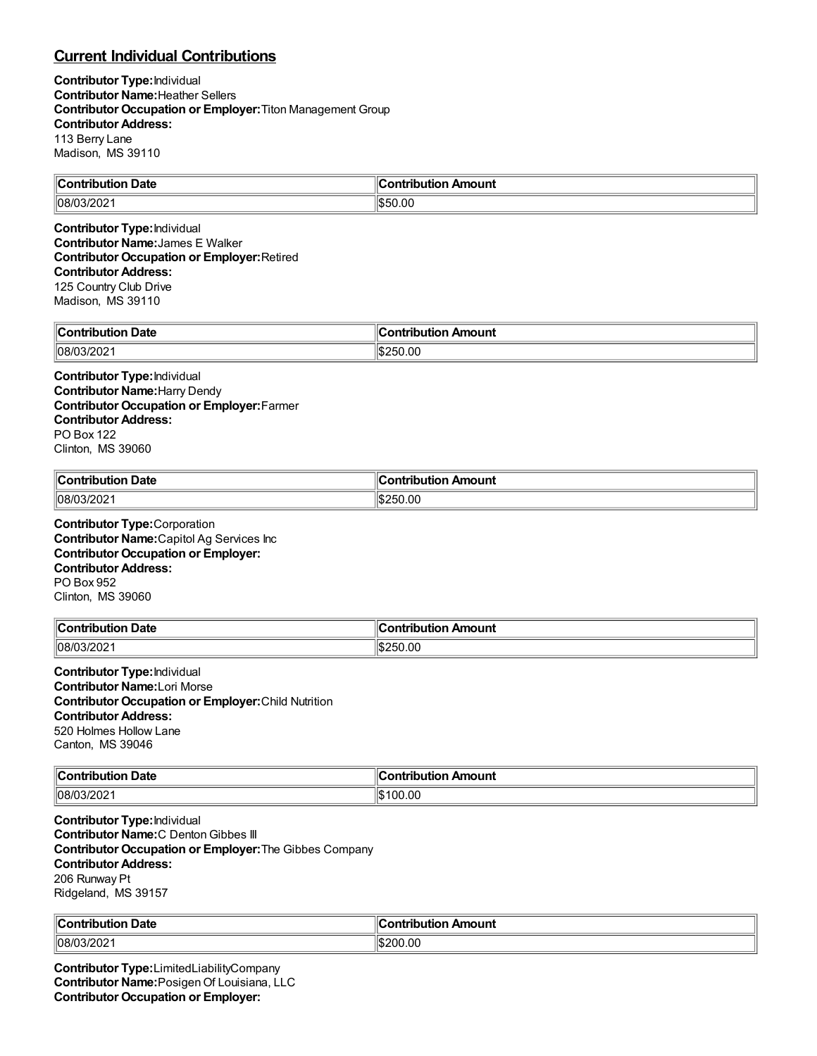## Current Individual Contributions

**Contributor Type:** Individual
**Contributor Name:** Heather Sellers
**Contributor Occupation or Employer:** Titon Management Group
**Contributor Address:**
113 Berry Lane
Madison, MS 39110

| Contribution Date | Contribution Amount |
|---|---|
| 08/03/2021 | $50.00 |

**Contributor Type:** Individual
**Contributor Name:** James E Walker
**Contributor Occupation or Employer:** Retired
**Contributor Address:**
125 Country Club Drive
Madison, MS 39110

| Contribution Date | Contribution Amount |
|---|---|
| 08/03/2021 | $250.00 |

**Contributor Type:** Individual
**Contributor Name:** Harry Dendy
**Contributor Occupation or Employer:** Farmer
**Contributor Address:**
PO Box 122
Clinton, MS 39060

| Contribution Date | Contribution Amount |
|---|---|
| 08/03/2021 | $250.00 |

**Contributor Type:** Corporation
**Contributor Name:** Capitol Ag Services Inc
**Contributor Occupation or Employer:**
**Contributor Address:**
PO Box 952
Clinton, MS 39060

| Contribution Date | Contribution Amount |
|---|---|
| 08/03/2021 | $250.00 |

**Contributor Type:** Individual
**Contributor Name:** Lori Morse
**Contributor Occupation or Employer:** Child Nutrition
**Contributor Address:**
520 Holmes Hollow Lane
Canton, MS 39046

| Contribution Date | Contribution Amount |
|---|---|
| 08/03/2021 | $100.00 |

**Contributor Type:** Individual
**Contributor Name:** C Denton Gibbes III
**Contributor Occupation or Employer:** The Gibbes Company
**Contributor Address:**
206 Runway Pt
Ridgeland, MS 39157

| Contribution Date | Contribution Amount |
|---|---|
| 08/03/2021 | $200.00 |

**Contributor Type:** LimitedLiabilityCompany
**Contributor Name:** Posigen Of Louisiana, LLC
**Contributor Occupation or Employer:**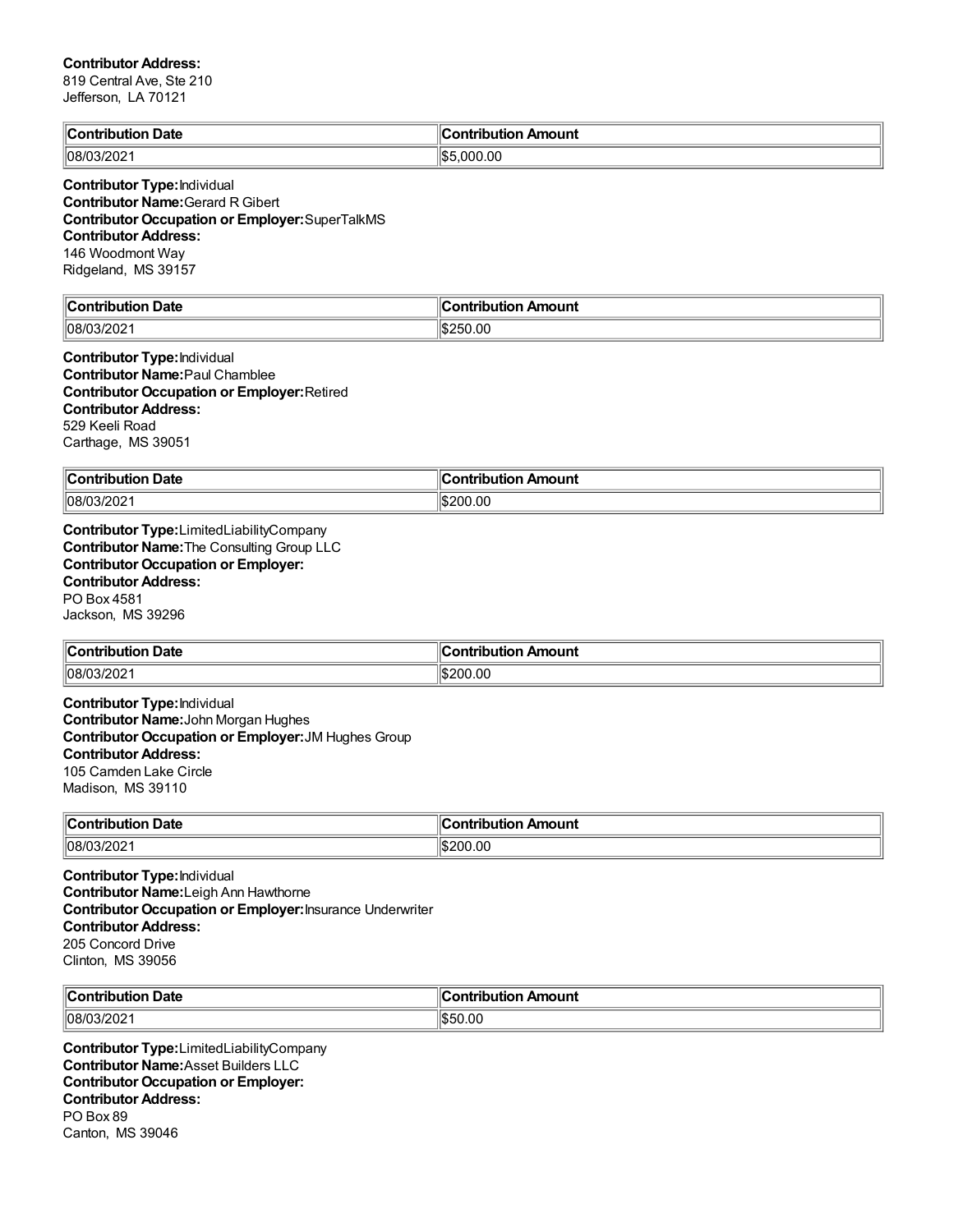**Contributor Address:**
819 Central Ave, Ste 210
Jefferson, LA 70121

| Contribution Date | Contribution Amount |
| --- | --- |
| 08/03/2021 | $5,000.00 |

**Contributor Type:** Individual
**Contributor Name:** Gerard R Gibert
**Contributor Occupation or Employer:** SuperTalkMS
**Contributor Address:**
146 Woodmont Way
Ridgeland, MS 39157

| Contribution Date | Contribution Amount |
| --- | --- |
| 08/03/2021 | $250.00 |

**Contributor Type:** Individual
**Contributor Name:** Paul Chamblee
**Contributor Occupation or Employer:** Retired
**Contributor Address:**
529 Keeli Road
Carthage, MS 39051

| Contribution Date | Contribution Amount |
| --- | --- |
| 08/03/2021 | $200.00 |

**Contributor Type:** LimitedLiabilityCompany
**Contributor Name:** The Consulting Group LLC
**Contributor Occupation or Employer:**
**Contributor Address:**
PO Box 4581
Jackson, MS 39296

| Contribution Date | Contribution Amount |
| --- | --- |
| 08/03/2021 | $200.00 |

**Contributor Type:** Individual
**Contributor Name:** John Morgan Hughes
**Contributor Occupation or Employer:** JM Hughes Group
**Contributor Address:**
105 Camden Lake Circle
Madison, MS 39110

| Contribution Date | Contribution Amount |
| --- | --- |
| 08/03/2021 | $200.00 |

**Contributor Type:** Individual
**Contributor Name:** Leigh Ann Hawthorne
**Contributor Occupation or Employer:** Insurance Underwriter
**Contributor Address:**
205 Concord Drive
Clinton, MS 39056

| Contribution Date | Contribution Amount |
| --- | --- |
| 08/03/2021 | $50.00 |

**Contributor Type:** LimitedLiabilityCompany
**Contributor Name:** Asset Builders LLC
**Contributor Occupation or Employer:**
**Contributor Address:**
PO Box 89
Canton, MS 39046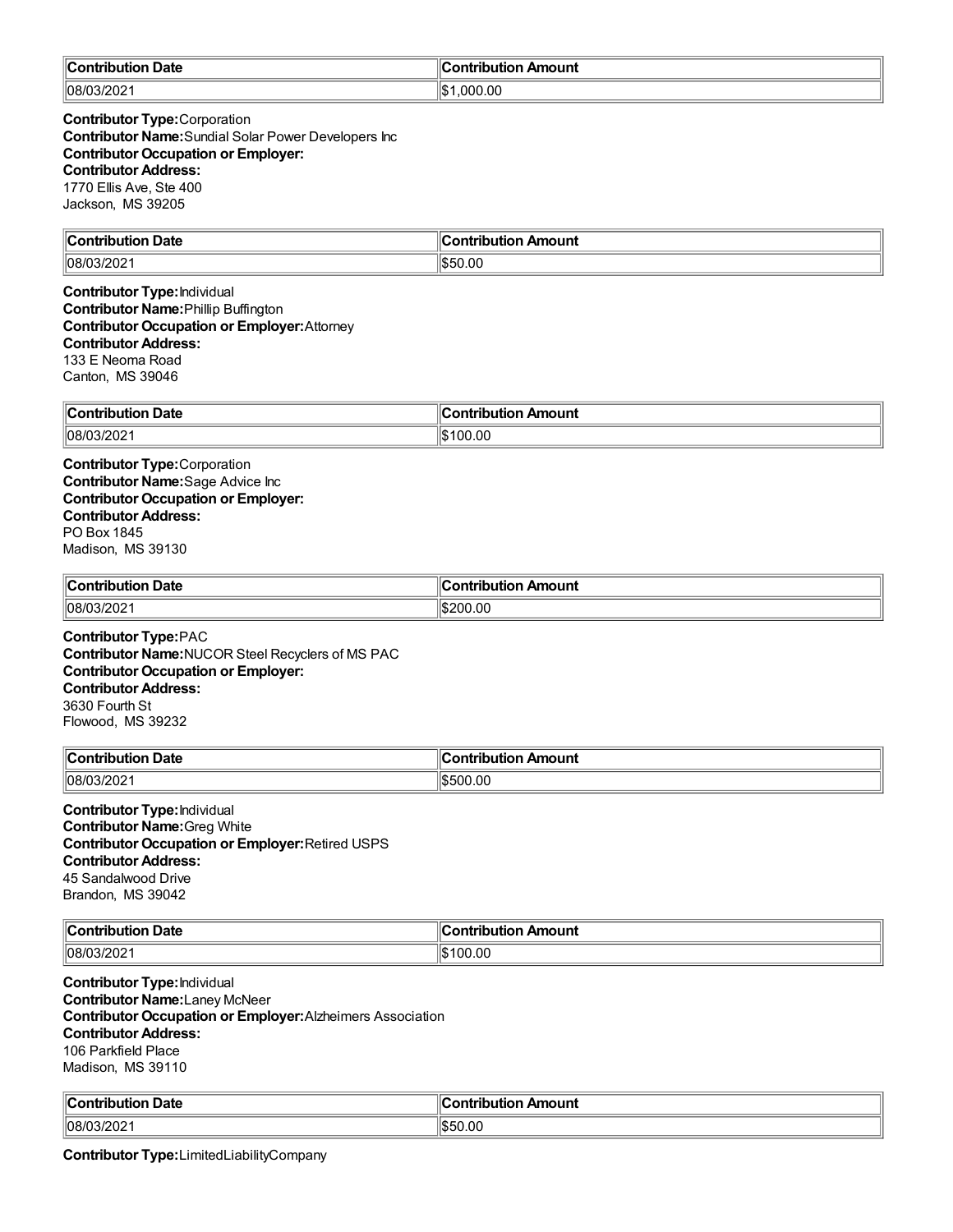| Contribution Date | Contribution Amount |
| --- | --- |
| 08/03/2021 | $1,000.00 |

**Contributor Type:** Corporation
**Contributor Name:** Sundial Solar Power Developers Inc
**Contributor Occupation or Employer:**
**Contributor Address:**
1770 Ellis Ave, Ste 400
Jackson, MS 39205

| Contribution Date | Contribution Amount |
| --- | --- |
| 08/03/2021 | $50.00 |

**Contributor Type:** Individual
**Contributor Name:** Phillip Buffington
**Contributor Occupation or Employer:** Attorney
**Contributor Address:**
133 E Neoma Road
Canton, MS 39046

| Contribution Date | Contribution Amount |
| --- | --- |
| 08/03/2021 | $100.00 |

**Contributor Type:** Corporation
**Contributor Name:** Sage Advice Inc
**Contributor Occupation or Employer:**
**Contributor Address:**
PO Box 1845
Madison, MS 39130

| Contribution Date | Contribution Amount |
| --- | --- |
| 08/03/2021 | $200.00 |

**Contributor Type:** PAC
**Contributor Name:** NUCOR Steel Recyclers of MS PAC
**Contributor Occupation or Employer:**
**Contributor Address:**
3630 Fourth St
Flowood, MS 39232

| Contribution Date | Contribution Amount |
| --- | --- |
| 08/03/2021 | $500.00 |

**Contributor Type:** Individual
**Contributor Name:** Greg White
**Contributor Occupation or Employer:** Retired USPS
**Contributor Address:**
45 Sandalwood Drive
Brandon, MS 39042

| Contribution Date | Contribution Amount |
| --- | --- |
| 08/03/2021 | $100.00 |

**Contributor Type:** Individual
**Contributor Name:** Laney McNeer
**Contributor Occupation or Employer:** Alzheimers Association
**Contributor Address:**
106 Parkfield Place
Madison, MS 39110

| Contribution Date | Contribution Amount |
| --- | --- |
| 08/03/2021 | $50.00 |

**Contributor Type:** LimitedLiabilityCompany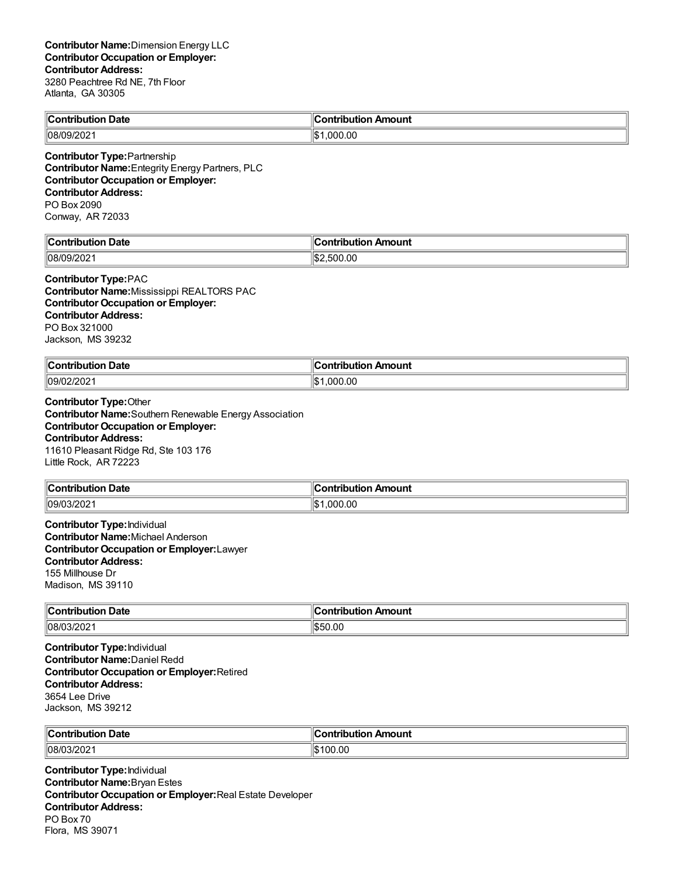**Contributor Name:** Dimension Energy LLC
**Contributor Occupation or Employer:**
**Contributor Address:**
3280 Peachtree Rd NE, 7th Floor
Atlanta, GA 30305

| Contribution Date | Contribution Amount |
|---|---|
| 08/09/2021 | $1,000.00 |

**Contributor Type:** Partnership
**Contributor Name:** Entegrity Energy Partners, PLC
**Contributor Occupation or Employer:**
**Contributor Address:**
PO Box 2090
Conway, AR 72033

| Contribution Date | Contribution Amount |
|---|---|
| 08/09/2021 | $2,500.00 |

**Contributor Type:** PAC
**Contributor Name:** Mississippi REALTORS PAC
**Contributor Occupation or Employer:**
**Contributor Address:**
PO Box 321000
Jackson, MS 39232

| Contribution Date | Contribution Amount |
|---|---|
| 09/02/2021 | $1,000.00 |

**Contributor Type:** Other
**Contributor Name:** Southern Renewable Energy Association
**Contributor Occupation or Employer:**
**Contributor Address:**
11610 Pleasant Ridge Rd, Ste 103 176
Little Rock, AR 72223

| Contribution Date | Contribution Amount |
|---|---|
| 09/03/2021 | $1,000.00 |

**Contributor Type:** Individual
**Contributor Name:** Michael Anderson
**Contributor Occupation or Employer:** Lawyer
**Contributor Address:**
155 Millhouse Dr
Madison, MS 39110

| Contribution Date | Contribution Amount |
|---|---|
| 08/03/2021 | $50.00 |

**Contributor Type:** Individual
**Contributor Name:** Daniel Redd
**Contributor Occupation or Employer:** Retired
**Contributor Address:**
3654 Lee Drive
Jackson, MS 39212

| Contribution Date | Contribution Amount |
|---|---|
| 08/03/2021 | $100.00 |

**Contributor Type:** Individual
**Contributor Name:** Bryan Estes
**Contributor Occupation or Employer:** Real Estate Developer
**Contributor Address:**
PO Box 70
Flora, MS 39071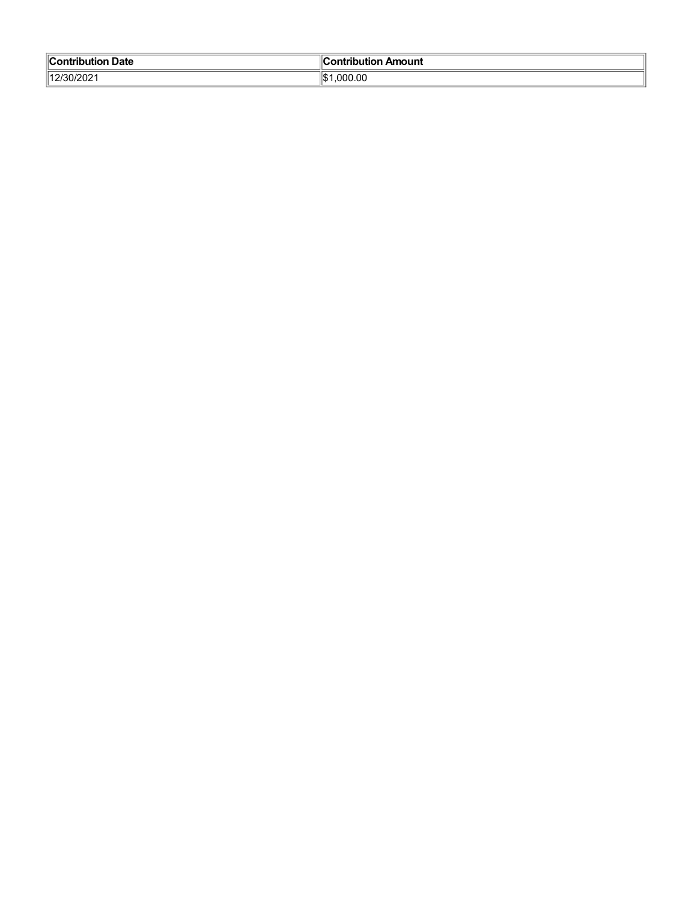| Contribution Date | Contribution Amount |
| --- | --- |
| 12/30/2021 | $1,000.00 |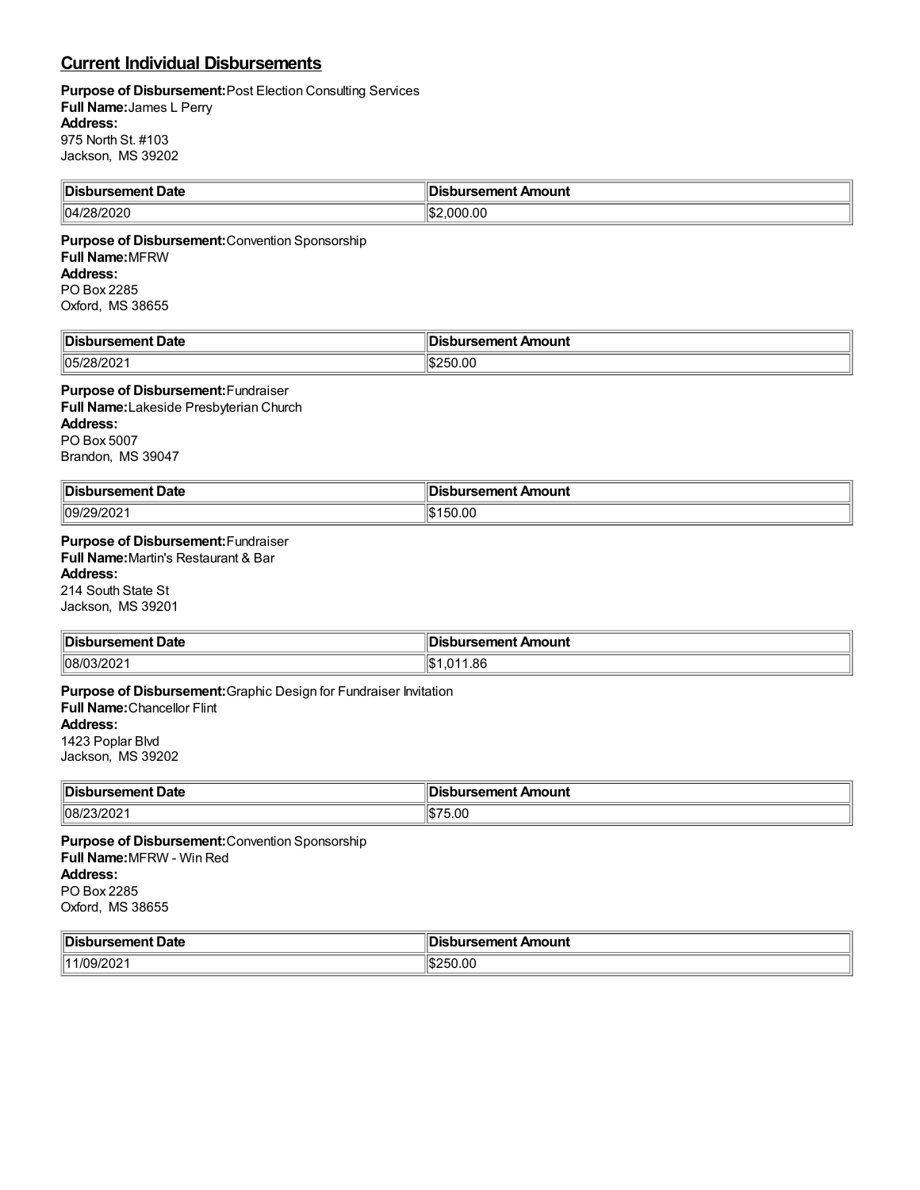## Current Individual Disbursements

**Purpose of Disbursement:** Post Election Consulting Services
**Full Name:** James L Perry
**Address:**
975 North St. #103
Jackson, MS 39202

| Disbursement Date | Disbursement Amount |
|---|---|
| 04/28/2020 | $2,000.00 |

**Purpose of Disbursement:** Convention Sponsorship
**Full Name:** MFRW
**Address:**
PO Box 2285
Oxford, MS 38655

| Disbursement Date | Disbursement Amount |
|---|---|
| 05/28/2021 | $250.00 |

**Purpose of Disbursement:** Fundraiser
**Full Name:** Lakeside Presbyterian Church
**Address:**
PO Box 5007
Brandon, MS 39047

| Disbursement Date | Disbursement Amount |
|---|---|
| 09/29/2021 | $150.00 |

**Purpose of Disbursement:** Fundraiser
**Full Name:** Martin's Restaurant & Bar
**Address:**
214 South State St
Jackson, MS 39201

| Disbursement Date | Disbursement Amount |
|---|---|
| 08/03/2021 | $1,011.86 |

**Purpose of Disbursement:** Graphic Design for Fundraiser Invitation
**Full Name:** Chancellor Flint
**Address:**
1423 Poplar Blvd
Jackson, MS 39202

| Disbursement Date | Disbursement Amount |
|---|---|
| 08/23/2021 | $75.00 |

**Purpose of Disbursement:** Convention Sponsorship
**Full Name:** MFRW - Win Red
**Address:**
PO Box 2285
Oxford, MS 38655

| Disbursement Date | Disbursement Amount |
|---|---|
| 11/09/2021 | $250.00 |